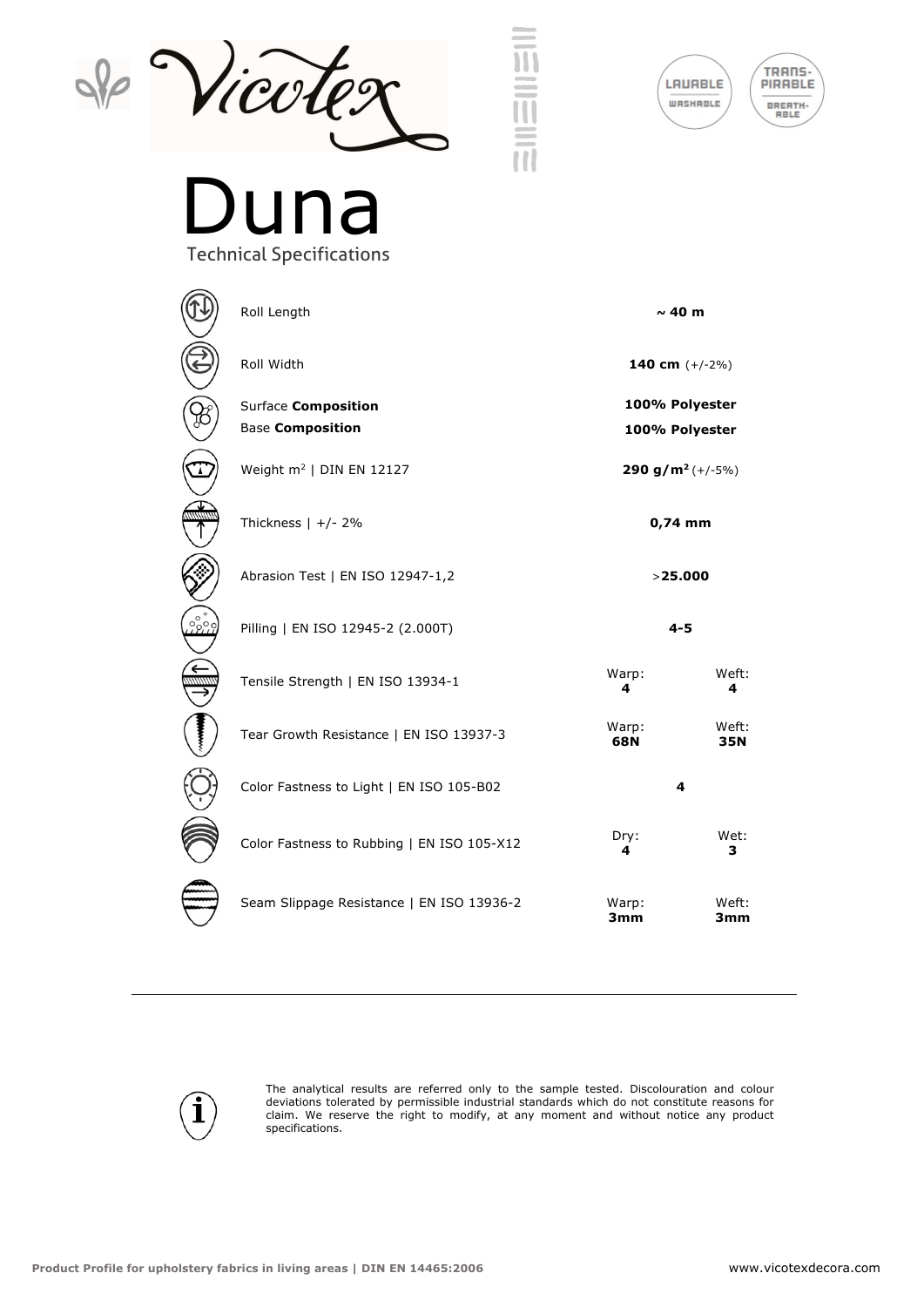# Duna

## Technical Specifications

LAVABLE / WASHABLE

TRANSPIRABLE / BREATHABLE

| Property | | |
|---|---|---|
| Roll Length | ~ 40 m | |
| Roll Width | **140 cm** (+/-2%) | |
| Surface **Composition** | **100% Polyester** | |
| Base **Composition** | **100% Polyester** | |
| Weight m² \| DIN EN 12127 | **290 g/m²** (+/-5%) | |
| Thickness \| +/- 2% | **0,74 mm** | |
| Abrasion Test \| EN ISO 12947-1,2 | >**25.000** | |
| Pilling \| EN ISO 12945-2 (2.000T) | **4-5** | |
| Tensile Strength \| EN ISO 13934-1 | Warp: **4** | Weft: **4** |
| Tear Growth Resistance \| EN ISO 13937-3 | Warp: **68N** | Weft: **35N** |
| Color Fastness to Light \| EN ISO 105-B02 | **4** | |
| Color Fastness to Rubbing \| EN ISO 105-X12 | Dry: **4** | Wet: **3** |
| Seam Slippage Resistance \| EN ISO 13936-2 | Warp: **3mm** | Weft: **3mm** |

The analytical results are referred only to the sample tested. Discolouration and colour deviations tolerated by permissible industrial standards which do not constitute reasons for claim. We reserve the right to modify, at any moment and without notice any product specifications.

**Product Profile for upholstery fabrics in living areas | DIN EN 14465:2006**

www.vicotexdecora.com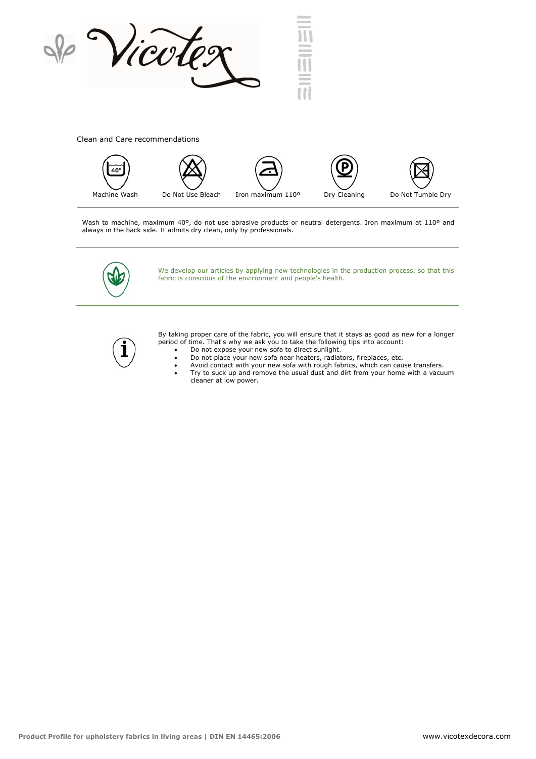Clean and Care recommendations

Machine Wash | Do Not Use Bleach | Iron maximum 110º | Dry Cleaning | Do Not Tumble Dry

Wash to machine, maximum 40º, do not use abrasive products or neutral detergents. Iron maximum at 110º and always in the back side. It admits dry clean, only by professionals.

We develop our articles by applying new technologies in the production process, so that this fabric is conscious of the environment and people's health.

By taking proper care of the fabric, you will ensure that it stays as good as new for a longer period of time. That's why we ask you to take the following tips into account:

- Do not expose your new sofa to direct sunlight.
- Do not place your new sofa near heaters, radiators, fireplaces, etc.
- Avoid contact with your new sofa with rough fabrics, which can cause transfers.
- Try to suck up and remove the usual dust and dirt from your home with a vacuum cleaner at low power.